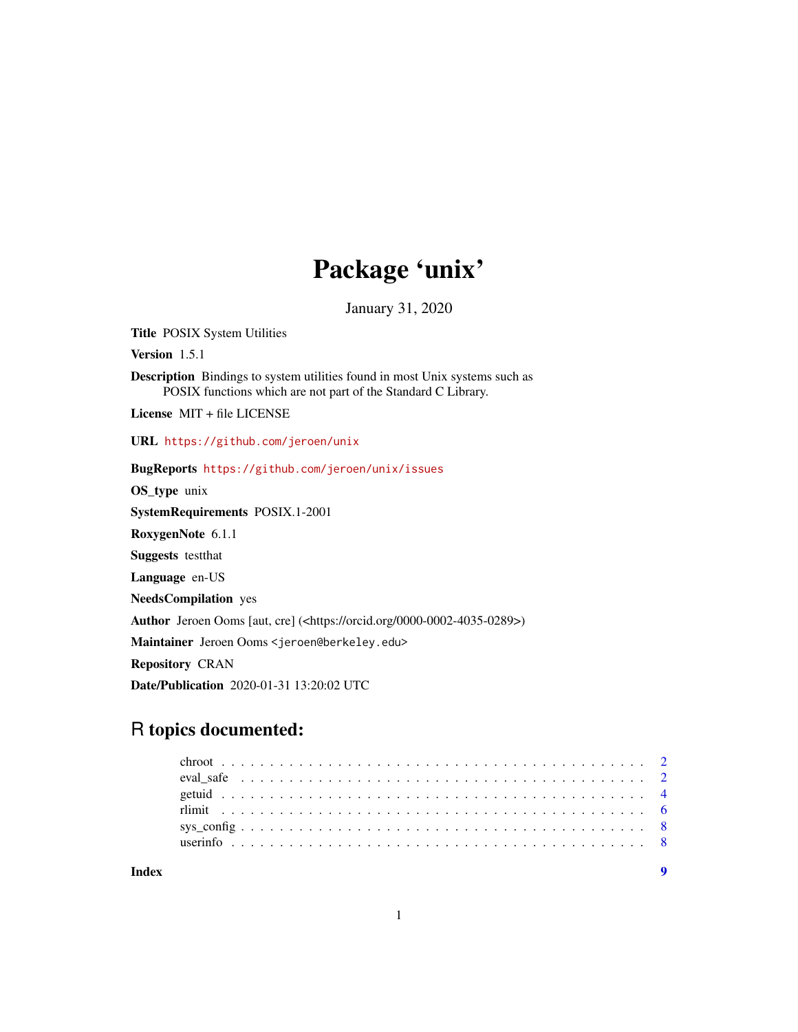# Package 'unix'

January 31, 2020

**Title** POSIX System Utilities

**Version** 1.5.1

**Description** Bindings to system utilities found in most Unix systems such as POSIX functions which are not part of the Standard C Library.

**License** MIT + file LICENSE

**URL** https://github.com/jeroen/unix

**BugReports** https://github.com/jeroen/unix/issues

**OS_type** unix

**SystemRequirements** POSIX.1-2001

**RoxygenNote** 6.1.1

**Suggests** testthat

**Language** en-US

**NeedsCompilation** yes

**Author** Jeroen Ooms [aut, cre] (<https://orcid.org/0000-0002-4035-0289>)

**Maintainer** Jeroen Ooms <jeroen@berkeley.edu>

**Repository** CRAN

**Date/Publication** 2020-01-31 13:20:02 UTC

## R topics documented:

- chroot . . . . . . . . . . . . . . . . . . . . . . . . . . . . . . . . . . . . . . . . . . . 2
- eval_safe . . . . . . . . . . . . . . . . . . . . . . . . . . . . . . . . . . . . . . . . . 2
- getuid . . . . . . . . . . . . . . . . . . . . . . . . . . . . . . . . . . . . . . . . . . . 4
- rlimit . . . . . . . . . . . . . . . . . . . . . . . . . . . . . . . . . . . . . . . . . . . . 6
- sys_config . . . . . . . . . . . . . . . . . . . . . . . . . . . . . . . . . . . . . . . . . 8
- userinfo . . . . . . . . . . . . . . . . . . . . . . . . . . . . . . . . . . . . . . . . . . 8

**Index** 9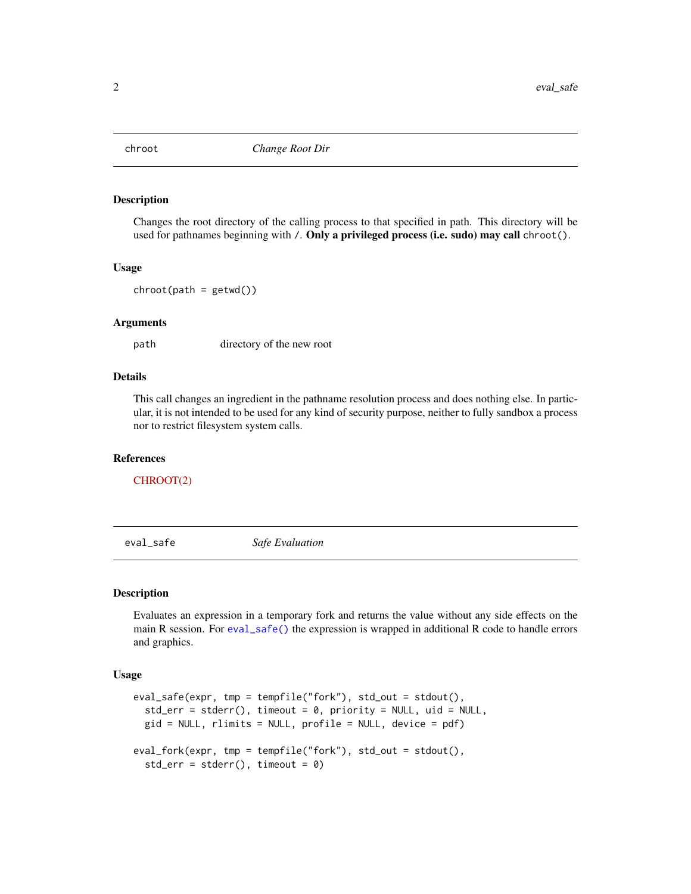## chroot *Change Root Dir*

### Description

Changes the root directory of the calling process to that specified in path. This directory will be used for pathnames beginning with `/`. **Only a privileged process (i.e. sudo) may call** `chroot()`.

### Usage

```
chroot(path = getwd())
```

### Arguments

| | |
|---|---|
| path | directory of the new root |

### Details

This call changes an ingredient in the pathname resolution process and does nothing else. In particular, it is not intended to be used for any kind of security purpose, neither to fully sandbox a process nor to restrict filesystem system calls.

### References

CHROOT(2)

## eval_safe *Safe Evaluation*

### Description

Evaluates an expression in a temporary fork and returns the value without any side effects on the main R session. For `eval_safe()` the expression is wrapped in additional R code to handle errors and graphics.

### Usage

```
eval_safe(expr, tmp = tempfile("fork"), std_out = stdout(),
  std_err = stderr(), timeout = 0, priority = NULL, uid = NULL,
  gid = NULL, rlimits = NULL, profile = NULL, device = pdf)

eval_fork(expr, tmp = tempfile("fork"), std_out = stdout(),
  std_err = stderr(), timeout = 0)
```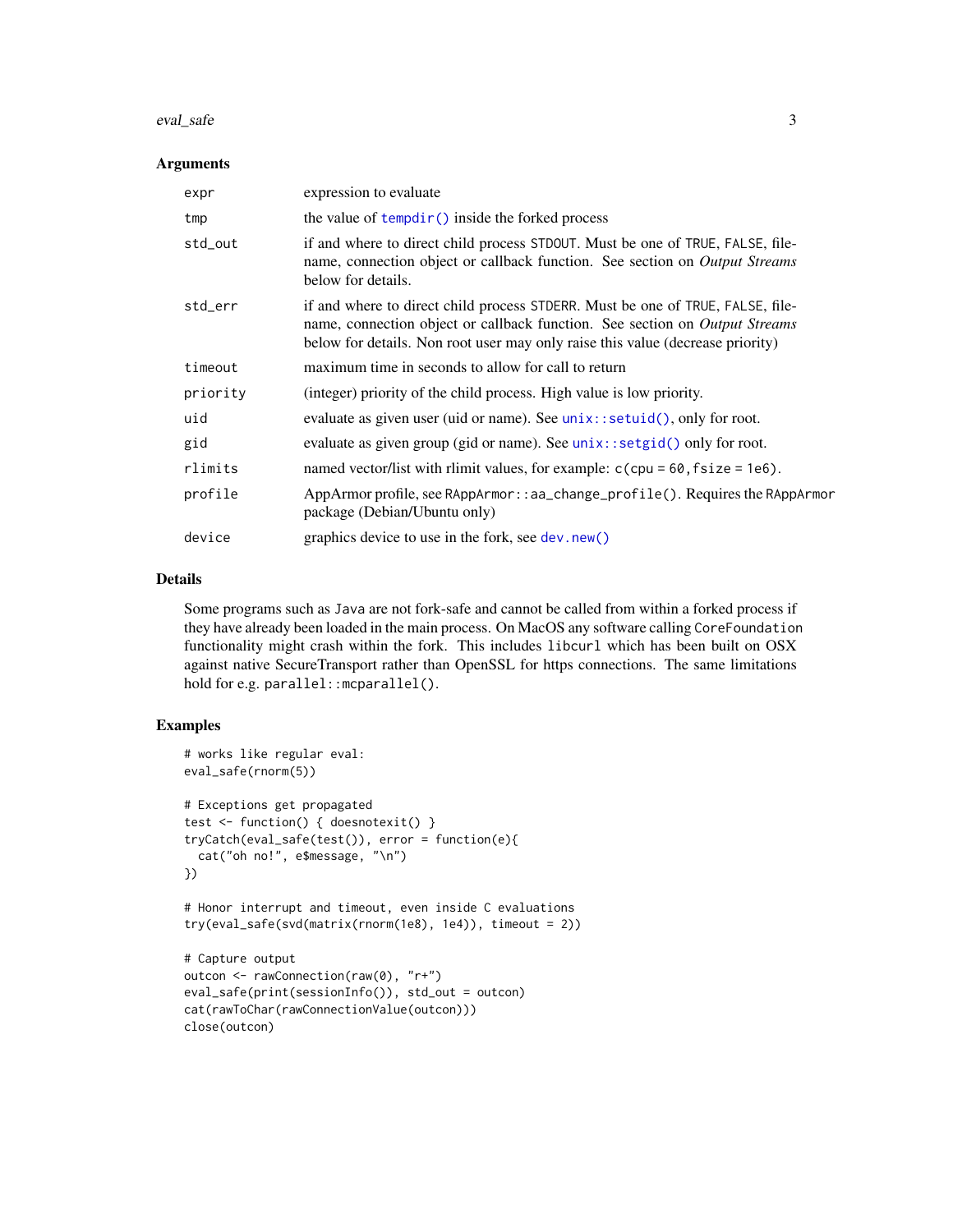### Arguments

| | |
|---|---|
| `expr` | expression to evaluate |
| `tmp` | the value of `tempdir()` inside the forked process |
| `std_out` | if and where to direct child process STDOUT. Must be one of TRUE, FALSE, filename, connection object or callback function. See section on *Output Streams* below for details. |
| `std_err` | if and where to direct child process STDERR. Must be one of TRUE, FALSE, filename, connection object or callback function. See section on *Output Streams* below for details. Non root user may only raise this value (decrease priority) |
| `timeout` | maximum time in seconds to allow for call to return |
| `priority` | (integer) priority of the child process. High value is low priority. |
| `uid` | evaluate as given user (uid or name). See `unix::setuid()`, only for root. |
| `gid` | evaluate as given group (gid or name). See `unix::setgid()` only for root. |
| `rlimits` | named vector/list with rlimit values, for example: `c(cpu = 60, fsize = 1e6)`. |
| `profile` | AppArmor profile, see `RAppArmor::aa_change_profile()`. Requires the `RAppArmor` package (Debian/Ubuntu only) |
| `device` | graphics device to use in the fork, see `dev.new()` |

### Details

Some programs such as `Java` are not fork-safe and cannot be called from within a forked process if they have already been loaded in the main process. On MacOS any software calling `CoreFoundation` functionality might crash within the fork. This includes `libcurl` which has been built on OSX against native SecureTransport rather than OpenSSL for https connections. The same limitations hold for e.g. `parallel::mcparallel()`.

### Examples

```
# works like regular eval:
eval_safe(rnorm(5))

# Exceptions get propagated
test <- function() { doesnotexit() }
tryCatch(eval_safe(test()), error = function(e){
  cat("oh no!", e$message, "\n")
})

# Honor interrupt and timeout, even inside C evaluations
try(eval_safe(svd(matrix(rnorm(1e8), 1e4)), timeout = 2))

# Capture output
outcon <- rawConnection(raw(0), "r+")
eval_safe(print(sessionInfo()), std_out = outcon)
cat(rawToChar(rawConnectionValue(outcon)))
close(outcon)
```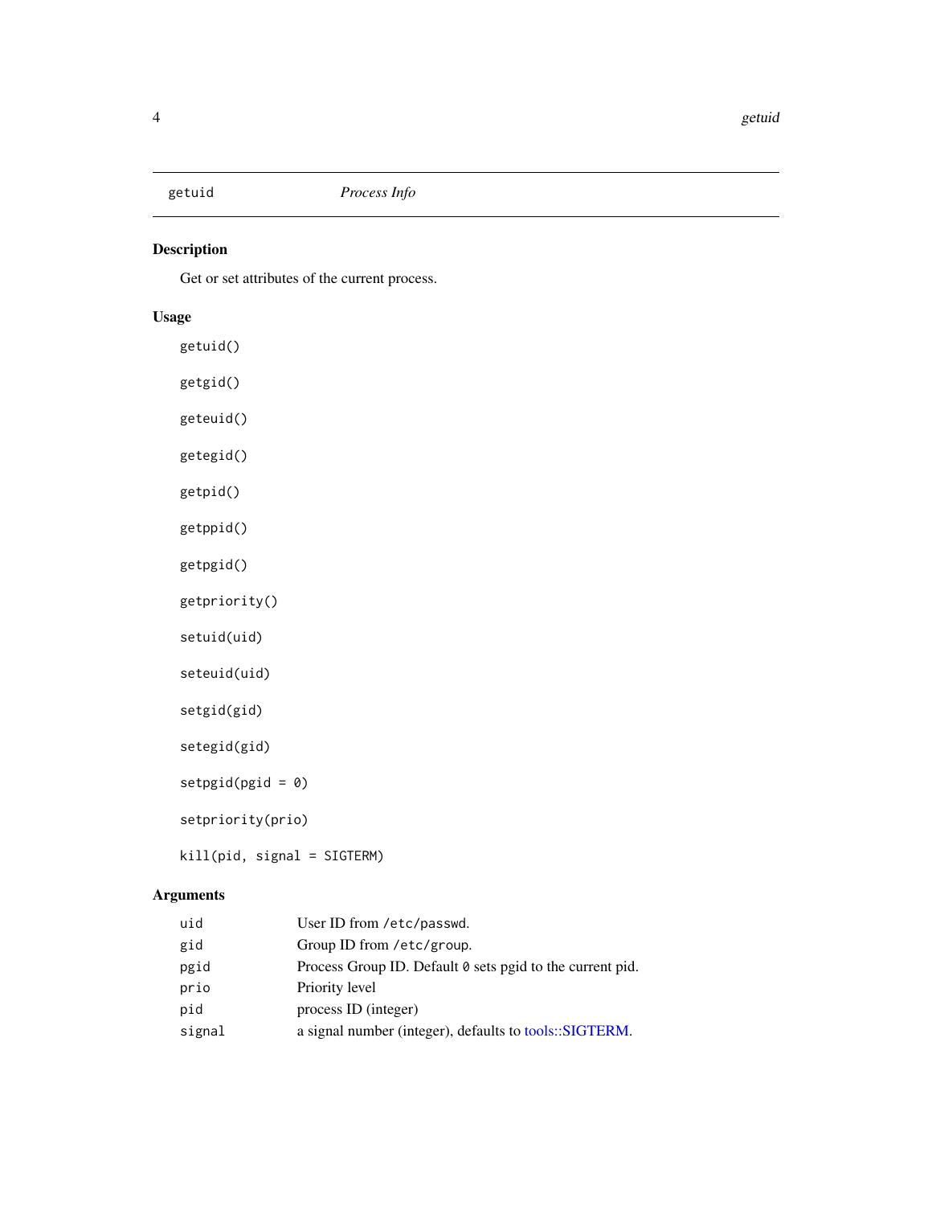## getuid — *Process Info*

### Description

Get or set attributes of the current process.

### Usage

```
getuid()

getgid()

geteuid()

getegid()

getpid()

getppid()

getpgid()

getpriority()

setuid(uid)

seteuid(uid)

setgid(gid)

setegid(gid)

setpgid(pgid = 0)

setpriority(prio)

kill(pid, signal = SIGTERM)
```

### Arguments

| | |
|---|---|
| uid | User ID from `/etc/passwd`. |
| gid | Group ID from `/etc/group`. |
| pgid | Process Group ID. Default `0` sets pgid to the current pid. |
| prio | Priority level |
| pid | process ID (integer) |
| signal | a signal number (integer), defaults to tools::SIGTERM. |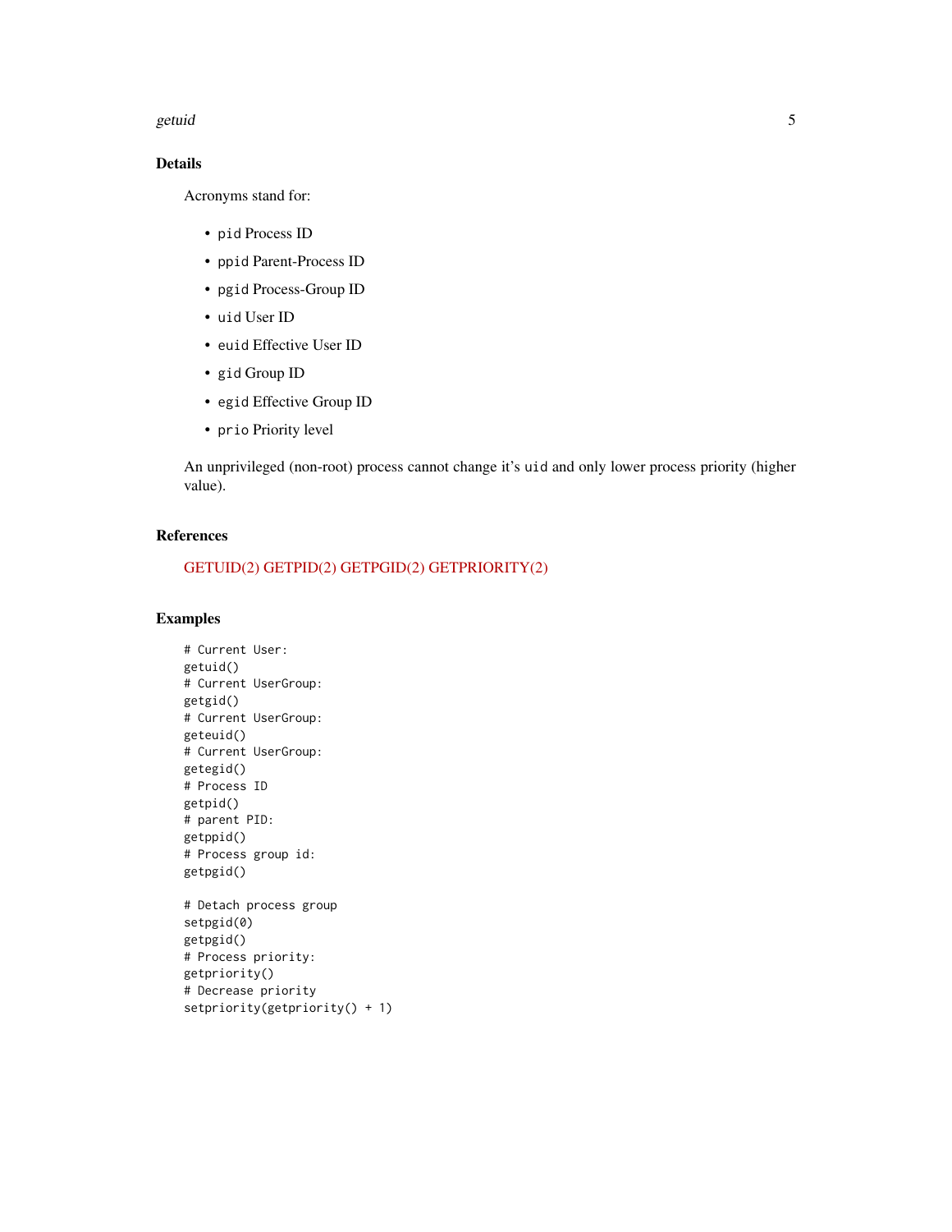## Details

Acronyms stand for:

- `pid` Process ID
- `ppid` Parent-Process ID
- `pgid` Process-Group ID
- `uid` User ID
- `euid` Effective User ID
- `gid` Group ID
- `egid` Effective Group ID
- `prio` Priority level

An unprivileged (non-root) process cannot change it's `uid` and only lower process priority (higher value).

## References

GETUID(2) GETPID(2) GETPGID(2) GETPRIORITY(2)

## Examples

```
# Current User:
getuid()
# Current UserGroup:
getgid()
# Current UserGroup:
geteuid()
# Current UserGroup:
getegid()
# Process ID
getpid()
# parent PID:
getppid()
# Process group id:
getpgid()

# Detach process group
setpgid(0)
getpgid()
# Process priority:
getpriority()
# Decrease priority
setpriority(getpriority() + 1)
```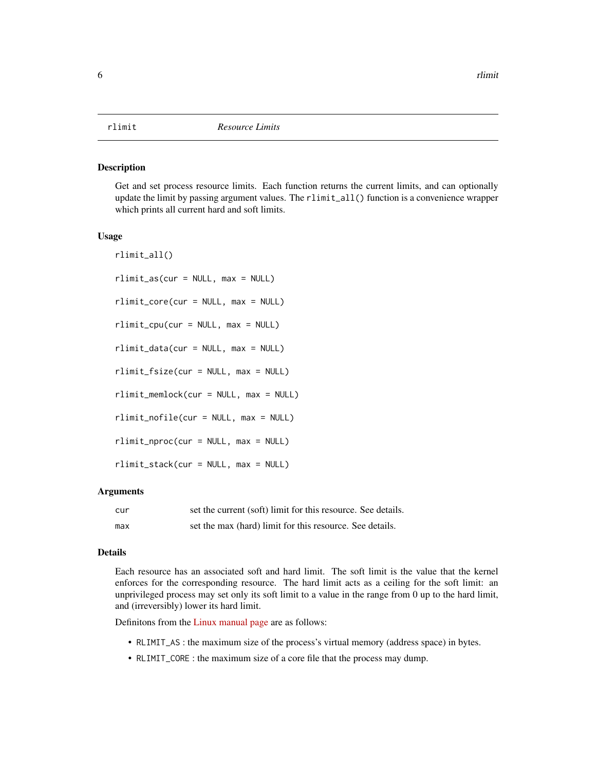## rlimit *Resource Limits*

### Description

Get and set process resource limits. Each function returns the current limits, and can optionally update the limit by passing argument values. The `rlimit_all()` function is a convenience wrapper which prints all current hard and soft limits.

### Usage

```
rlimit_all()

rlimit_as(cur = NULL, max = NULL)

rlimit_core(cur = NULL, max = NULL)

rlimit_cpu(cur = NULL, max = NULL)

rlimit_data(cur = NULL, max = NULL)

rlimit_fsize(cur = NULL, max = NULL)

rlimit_memlock(cur = NULL, max = NULL)

rlimit_nofile(cur = NULL, max = NULL)

rlimit_nproc(cur = NULL, max = NULL)

rlimit_stack(cur = NULL, max = NULL)
```

### Arguments

| | |
|---|---|
| `cur` | set the current (soft) limit for this resource. See details. |
| `max` | set the max (hard) limit for this resource. See details. |

### Details

Each resource has an associated soft and hard limit. The soft limit is the value that the kernel enforces for the corresponding resource. The hard limit acts as a ceiling for the soft limit: an unprivileged process may set only its soft limit to a value in the range from 0 up to the hard limit, and (irreversibly) lower its hard limit.

Definitons from the Linux manual page are as follows:

- `RLIMIT_AS` : the maximum size of the process's virtual memory (address space) in bytes.
- `RLIMIT_CORE` : the maximum size of a core file that the process may dump.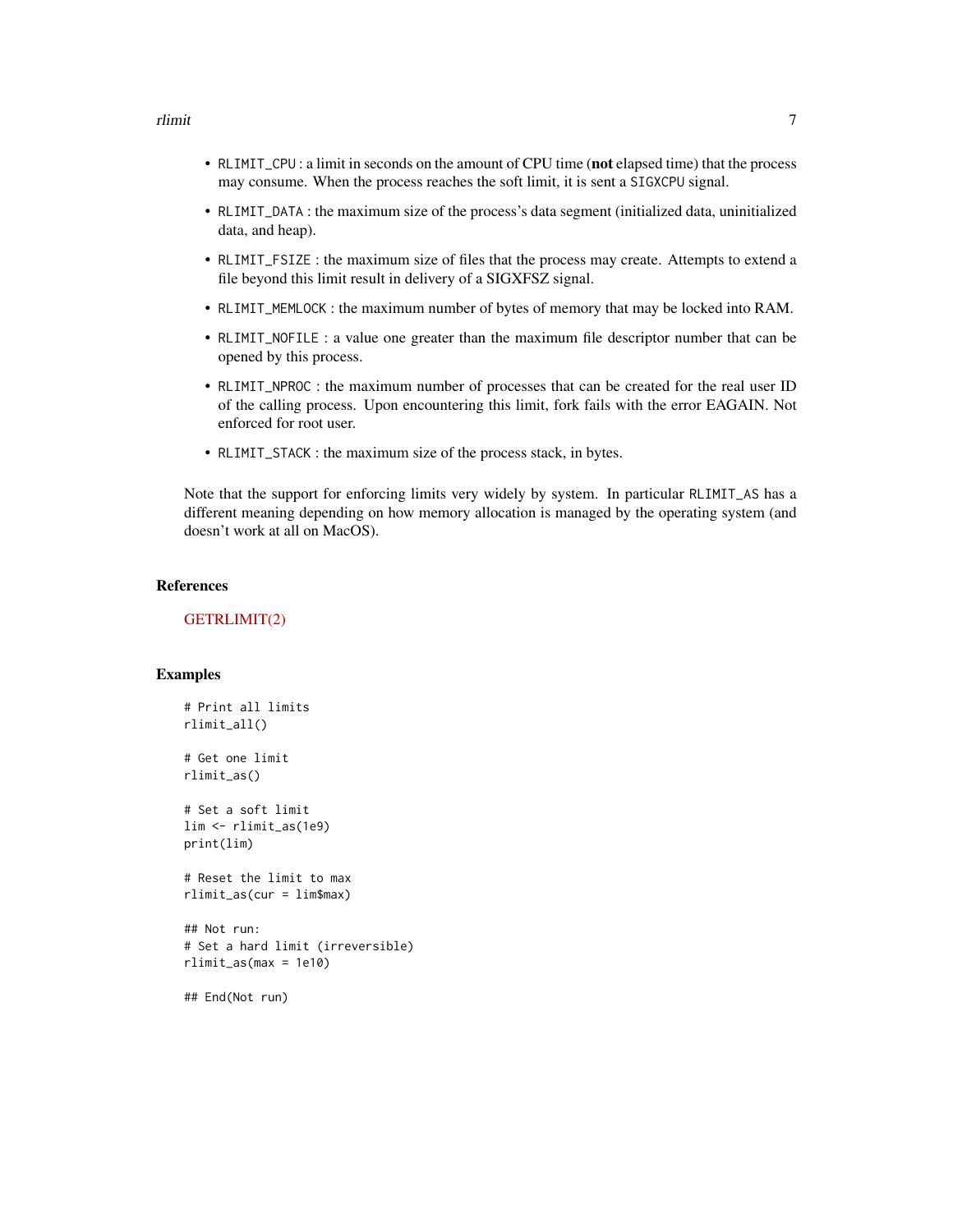- `RLIMIT_CPU` : a limit in seconds on the amount of CPU time (**not** elapsed time) that the process may consume. When the process reaches the soft limit, it is sent a `SIGXCPU` signal.
- `RLIMIT_DATA` : the maximum size of the process's data segment (initialized data, uninitialized data, and heap).
- `RLIMIT_FSIZE` : the maximum size of files that the process may create. Attempts to extend a file beyond this limit result in delivery of a SIGXFSZ signal.
- `RLIMIT_MEMLOCK` : the maximum number of bytes of memory that may be locked into RAM.
- `RLIMIT_NOFILE` : a value one greater than the maximum file descriptor number that can be opened by this process.
- `RLIMIT_NPROC` : the maximum number of processes that can be created for the real user ID of the calling process. Upon encountering this limit, fork fails with the error EAGAIN. Not enforced for root user.
- `RLIMIT_STACK` : the maximum size of the process stack, in bytes.

Note that the support for enforcing limits very widely by system. In particular `RLIMIT_AS` has a different meaning depending on how memory allocation is managed by the operating system (and doesn't work at all on MacOS).

### References

GETRLIMIT(2)

### Examples

```
# Print all limits
rlimit_all()

# Get one limit
rlimit_as()

# Set a soft limit
lim <- rlimit_as(1e9)
print(lim)

# Reset the limit to max
rlimit_as(cur = lim$max)

## Not run:
# Set a hard limit (irreversible)
rlimit_as(max = 1e10)

## End(Not run)
```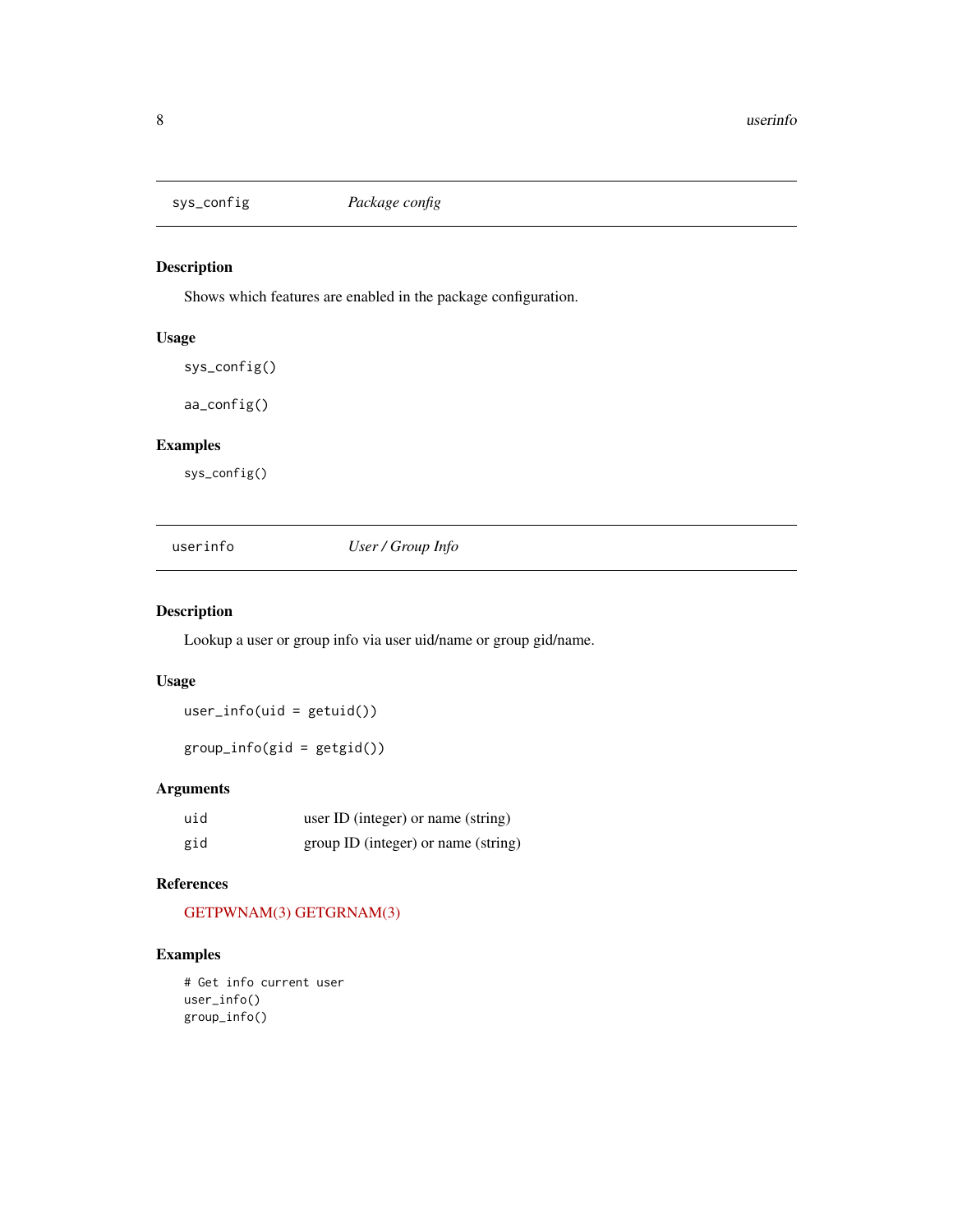## sys_config — *Package config*

### Description

Shows which features are enabled in the package configuration.

### Usage

```
sys_config()

aa_config()
```

### Examples

```
sys_config()
```

## userinfo — *User / Group Info*

### Description

Lookup a user or group info via user uid/name or group gid/name.

### Usage

```
user_info(uid = getuid())

group_info(gid = getgid())
```

### Arguments

| | |
|---|---|
| uid | user ID (integer) or name (string) |
| gid | group ID (integer) or name (string) |

### References

GETPWNAM(3) GETGRNAM(3)

### Examples

```
# Get info current user
user_info()
group_info()
```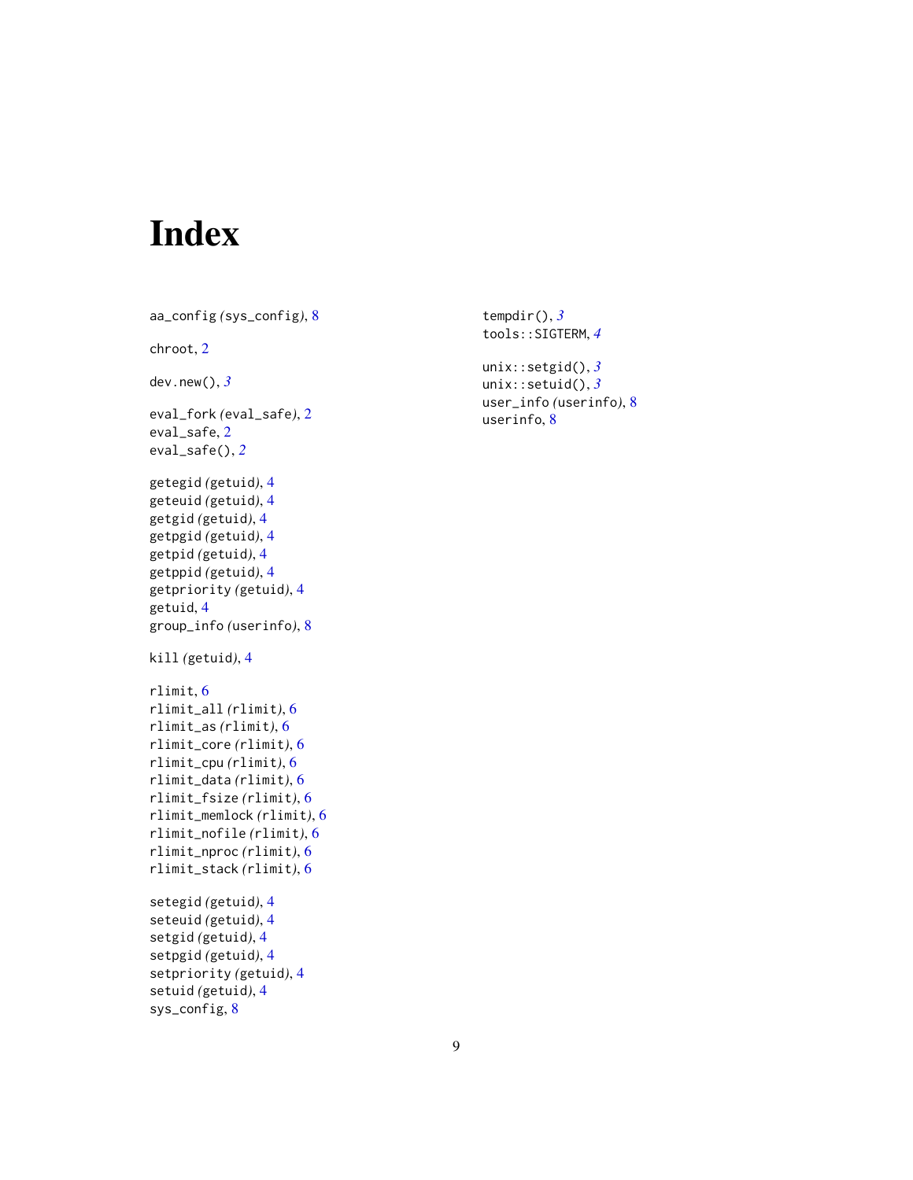# Index

aa_config *(*sys_config*)*, 8

chroot, 2

dev.new(), *3*

eval_fork *(*eval_safe*)*, 2
eval_safe, 2
eval_safe(), *2*

getegid *(*getuid*)*, 4
geteuid *(*getuid*)*, 4
getgid *(*getuid*)*, 4
getpgid *(*getuid*)*, 4
getpid *(*getuid*)*, 4
getppid *(*getuid*)*, 4
getpriority *(*getuid*)*, 4
getuid, 4
group_info *(*userinfo*)*, 8

kill *(*getuid*)*, 4

rlimit, 6
rlimit_all *(*rlimit*)*, 6
rlimit_as *(*rlimit*)*, 6
rlimit_core *(*rlimit*)*, 6
rlimit_cpu *(*rlimit*)*, 6
rlimit_data *(*rlimit*)*, 6
rlimit_fsize *(*rlimit*)*, 6
rlimit_memlock *(*rlimit*)*, 6
rlimit_nofile *(*rlimit*)*, 6
rlimit_nproc *(*rlimit*)*, 6
rlimit_stack *(*rlimit*)*, 6

setegid *(*getuid*)*, 4
seteuid *(*getuid*)*, 4
setgid *(*getuid*)*, 4
setpgid *(*getuid*)*, 4
setpriority *(*getuid*)*, 4
setuid *(*getuid*)*, 4
sys_config, 8

tempdir(), *3*
tools::SIGTERM, *4*

unix::setgid(), *3*
unix::setuid(), *3*
user_info *(*userinfo*)*, 8
userinfo, 8